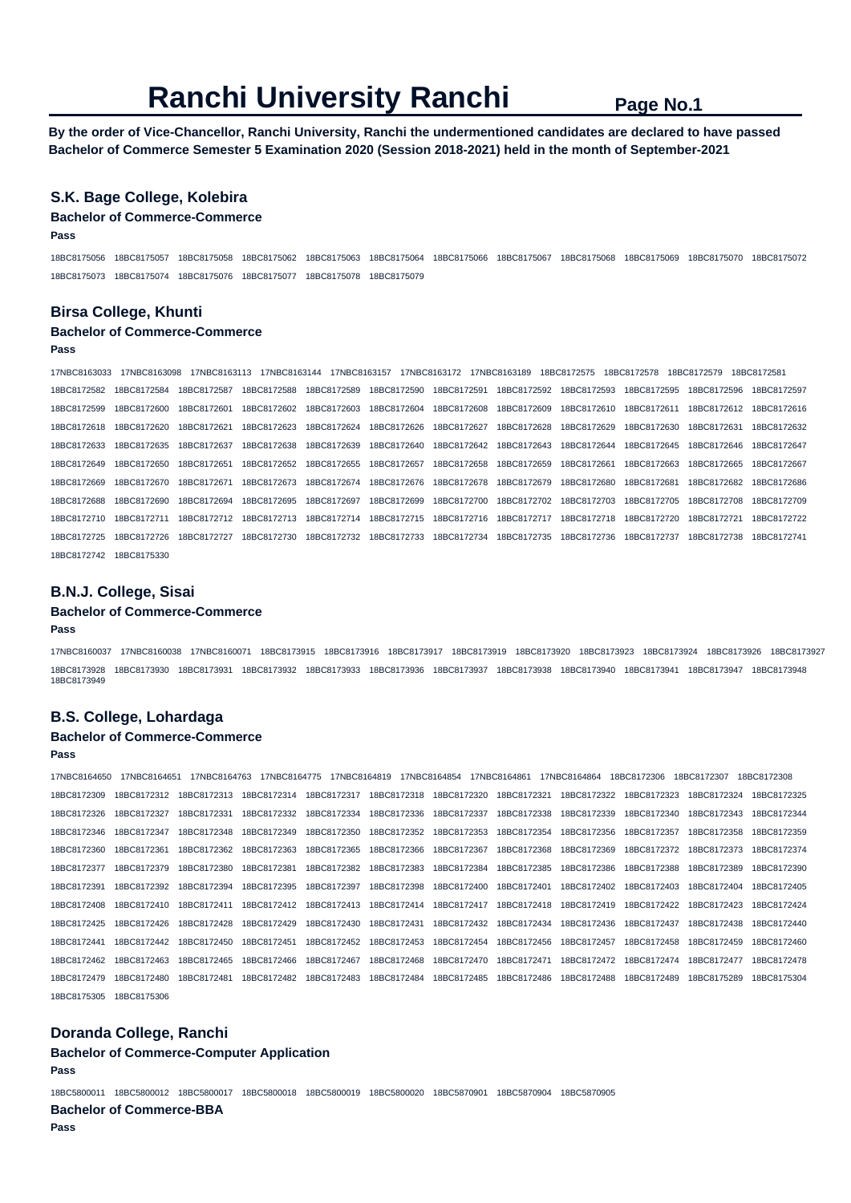# Ranchi University Ranchi

**Page No.1**

**By the order of Vice-Chancellor, Ranchi University, Ranchi the undermentioned candidates are declared to have passed Bachelor of Commerce Semester 5 Examination 2020 (Session 2018-2021) held in the month of September-2021**

## S.K. Bage College, Kolebira

### Bachelor of Commerce-Commerce

**Pass**

18BC8175056 18BC8175057 18BC8175058 18BC8175062 18BC8175063 18BC8175064 18BC8175066 18BC8175067 18BC8175068 18BC8175069 18BC8175070 18BC8175072 18BC8175073 18BC8175074 18BC8175076 18BC8175077 18BC8175078 18BC8175079

## Birsa College, Khunti

### Bachelor of Commerce-Commerce

**Pass**

17NBC8163033 17NBC8163098 17NBC8163113 17NBC8163144 17NBC8163157 17NBC8163172 17NBC8163189 18BC8172575 18BC8172578 18BC8172579 18BC8172581 18BC8172582 18BC8172584 18BC8172587 18BC8172588 18BC8172589 18BC8172590 18BC8172591 18BC8172592 18BC8172593 18BC8172595 18BC8172596 18BC8172597 18BC8172599 18BC8172600 18BC8172601 18BC8172602 18BC8172603 18BC8172604 18BC8172608 18BC8172609 18BC8172610 18BC8172611 18BC8172612 18BC8172616 18BC8172618 18BC8172620 18BC8172621 18BC8172623 18BC8172624 18BC8172626 18BC8172627 18BC8172628 18BC8172629 18BC8172630 18BC8172631 18BC8172632 18BC8172633 18BC8172635 18BC8172637 18BC8172638 18BC8172639 18BC8172640 18BC8172642 18BC8172643 18BC8172644 18BC8172645 18BC8172646 18BC8172647 18BC8172649 18BC8172650 18BC8172651 18BC8172652 18BC8172655 18BC8172657 18BC8172658 18BC8172659 18BC8172661 18BC8172663 18BC8172665 18BC8172667 18BC8172669 18BC8172670 18BC8172671 18BC8172673 18BC8172674 18BC8172676 18BC8172678 18BC8172679 18BC8172680 18BC8172681 18BC8172682 18BC8172686 18BC8172688 18BC8172690 18BC8172694 18BC8172695 18BC8172697 18BC8172699 18BC8172700 18BC8172702 18BC8172703 18BC8172705 18BC8172708 18BC8172709 18BC8172710 18BC8172711 18BC8172712 18BC8172713 18BC8172714 18BC8172715 18BC8172716 18BC8172717 18BC8172718 18BC8172720 18BC8172721 18BC8172722 18BC8172725 18BC8172726 18BC8172727 18BC8172730 18BC8172732 18BC8172733 18BC8172734 18BC8172735 18BC8172736 18BC8172737 18BC8172738 18BC8172741 18BC8172742 18BC8175330

## B.N.J. College, Sisai

### Bachelor of Commerce-Commerce

**Pass**

17NBC8160037 17NBC8160038 17NBC8160071 18BC8173915 18BC8173916 18BC8173917 18BC8173919 18BC8173920 18BC8173923 18BC8173924 18BC8173926 18BC8173927 18BC8173928 18BC8173930 18BC8173931 18BC8173932 18BC8173933 18BC8173936 18BC8173937 18BC8173938 18BC8173940 18BC8173941 18BC8173947 18BC8173948 18BC8173949

## B.S. College, Lohardaga

### Bachelor of Commerce-Commerce

**Pass**

17NBC8164650 17NBC8164651 17NBC8164763 17NBC8164775 17NBC8164819 17NBC8164854 17NBC8164861 17NBC8164864 18BC8172306 18BC8172307 18BC8172308 18BC8172309 18BC8172312 18BC8172313 18BC8172314 18BC8172317 18BC8172318 18BC8172320 18BC8172321 18BC8172322 18BC8172323 18BC8172324 18BC8172325 18BC8172326 18BC8172327 18BC8172331 18BC8172332 18BC8172334 18BC8172336 18BC8172337 18BC8172338 18BC8172339 18BC8172340 18BC8172343 18BC8172344 18BC8172346 18BC8172347 18BC8172348 18BC8172349 18BC8172350 18BC8172352 18BC8172353 18BC8172354 18BC8172356 18BC8172357 18BC8172358 18BC8172359 18BC8172360 18BC8172361 18BC8172362 18BC8172363 18BC8172365 18BC8172366 18BC8172367 18BC8172368 18BC8172369 18BC8172372 18BC8172373 18BC8172374 18BC8172377 18BC8172379 18BC8172380 18BC8172381 18BC8172382 18BC8172383 18BC8172384 18BC8172385 18BC8172386 18BC8172388 18BC8172389 18BC8172390 18BC8172391 18BC8172392 18BC8172394 18BC8172395 18BC8172397 18BC8172398 18BC8172400 18BC8172401 18BC8172402 18BC8172403 18BC8172404 18BC8172405 18BC8172408 18BC8172410 18BC8172411 18BC8172412 18BC8172413 18BC8172414 18BC8172417 18BC8172418 18BC8172419 18BC8172422 18BC8172423 18BC8172424 18BC8172425 18BC8172426 18BC8172428 18BC8172429 18BC8172430 18BC8172431 18BC8172432 18BC8172434 18BC8172436 18BC8172437 18BC8172438 18BC8172440 18BC8172441 18BC8172442 18BC8172450 18BC8172451 18BC8172452 18BC8172453 18BC8172454 18BC8172456 18BC8172457 18BC8172458 18BC8172459 18BC8172460 18BC8172462 18BC8172463 18BC8172465 18BC8172466 18BC8172467 18BC8172468 18BC8172470 18BC8172471 18BC8172472 18BC8172474 18BC8172477 18BC8172478 18BC8172479 18BC8172480 18BC8172481 18BC8172482 18BC8172483 18BC8172484 18BC8172485 18BC8172486 18BC8172488 18BC8172489 18BC8175289 18BC8175304 18BC8175305 18BC8175306

## Doranda College, Ranchi

### Bachelor of Commerce-Computer Application

**Pass**

18BC5800011 18BC5800012 18BC5800017 18BC5800018 18BC5800019 18BC5800020 18BC5870901 18BC5870904 18BC5870905

### Bachelor of Commerce-BBA

**Pass**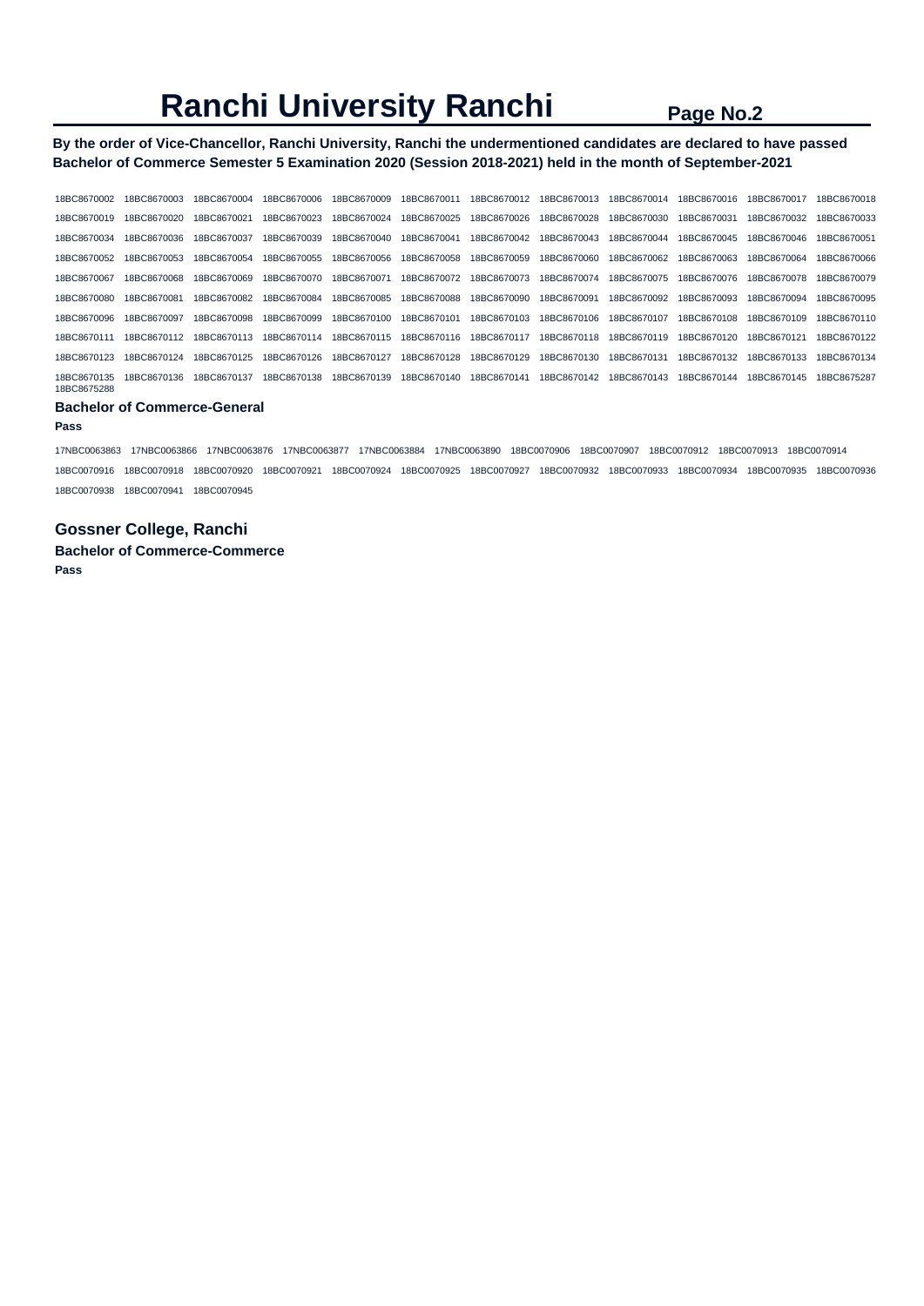# Ranchi University Ranchi

**By the order of Vice-Chancellor, Ranchi University, Ranchi the undermentioned candidates are declared to have passed Bachelor of Commerce Semester 5 Examination 2020 (Session 2018-2021) held in the month of September-2021**

18BC8670002 18BC8670003 18BC8670004 18BC8670006 18BC8670009 18BC8670011 18BC8670012 18BC8670013 18BC8670014 18BC8670016 18BC8670017 18BC8670018 18BC8670019 18BC8670020 18BC8670021 18BC8670023 18BC8670024 18BC8670025 18BC8670026 18BC8670028 18BC8670030 18BC8670031 18BC8670032 18BC8670033 18BC8670034 18BC8670036 18BC8670037 18BC8670039 18BC8670040 18BC8670041 18BC8670042 18BC8670043 18BC8670044 18BC8670045 18BC8670046 18BC8670051 18BC8670052 18BC8670053 18BC8670054 18BC8670055 18BC8670056 18BC8670058 18BC8670059 18BC8670060 18BC8670062 18BC8670063 18BC8670064 18BC8670066 18BC8670067 18BC8670068 18BC8670069 18BC8670070 18BC8670071 18BC8670072 18BC8670073 18BC8670074 18BC8670075 18BC8670076 18BC8670078 18BC8670079 18BC8670080 18BC8670081 18BC8670082 18BC8670084 18BC8670085 18BC8670088 18BC8670090 18BC8670091 18BC8670092 18BC8670093 18BC8670094 18BC8670095 18BC8670096 18BC8670097 18BC8670098 18BC8670099 18BC8670100 18BC8670101 18BC8670103 18BC8670106 18BC8670107 18BC8670108 18BC8670109 18BC8670110 18BC8670111 18BC8670112 18BC8670113 18BC8670114 18BC8670115 18BC8670116 18BC8670117 18BC8670118 18BC8670119 18BC8670120 18BC8670121 18BC8670122 18BC8670123 18BC8670124 18BC8670125 18BC8670126 18BC8670127 18BC8670128 18BC8670129 18BC8670130 18BC8670131 18BC8670132 18BC8670133 18BC8670134 18BC8670135 18BC8670136 18BC8670137 18BC8670138 18BC8670139 18BC8670140 18BC8670141 18BC8670142 18BC8670143 18BC8670144 18BC8670145 18BC8675287 18BC8675288

### Bachelor of Commerce-General

**Pass**

17NBC0063863 17NBC0063866 17NBC0063876 17NBC0063877 17NBC0063884 17NBC0063890 18BC0070906 18BC0070907 18BC0070912 18BC0070913 18BC0070914 18BC0070916 18BC0070918 18BC0070920 18BC0070921 18BC0070924 18BC0070925 18BC0070927 18BC0070932 18BC0070933 18BC0070934 18BC0070935 18BC0070936 18BC0070938 18BC0070941 18BC0070945

## Gossner College, Ranchi

### Bachelor of Commerce-Commerce

**Pass**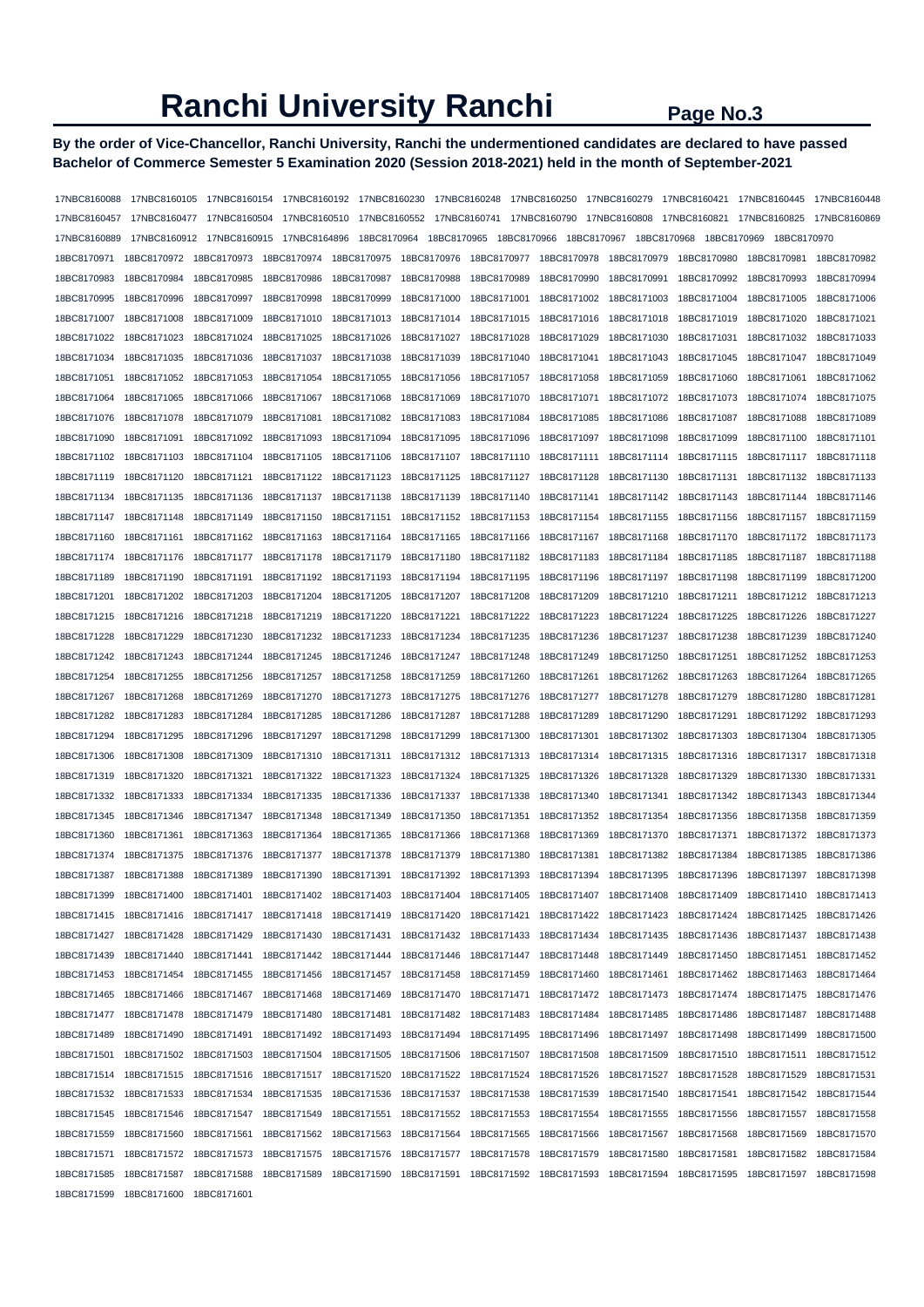# Ranchi University Ranchi

**By the order of Vice-Chancellor, Ranchi University, Ranchi the undermentioned candidates are declared to have passed Bachelor of Commerce Semester 5 Examination 2020 (Session 2018-2021) held in the month of September-2021**

17NBC8160088 17NBC8160105 17NBC8160154 17NBC8160192 17NBC8160230 17NBC8160248 17NBC8160250 17NBC8160279 17NBC8160421 17NBC8160445 17NBC8160448
17NBC8160457 17NBC8160477 17NBC8160504 17NBC8160510 17NBC8160552 17NBC8160741 17NBC8160790 17NBC8160808 17NBC8160821 17NBC8160825 17NBC8160869
17NBC8160889 17NBC8160912 17NBC8160915 17NBC8164896 18BC8170964 18BC8170965 18BC8170966 18BC8170967 18BC8170968 18BC8170969 18BC8170970
18BC8170971 18BC8170972 18BC8170973 18BC8170974 18BC8170975 18BC8170976 18BC8170977 18BC8170978 18BC8170979 18BC8170980 18BC8170981 18BC8170982
18BC8170983 18BC8170984 18BC8170985 18BC8170986 18BC8170987 18BC8170988 18BC8170989 18BC8170990 18BC8170991 18BC8170992 18BC8170993 18BC8170994
18BC8170995 18BC8170996 18BC8170997 18BC8170998 18BC8170999 18BC8171000 18BC8171001 18BC8171002 18BC8171003 18BC8171004 18BC8171005 18BC8171006
18BC8171007 18BC8171008 18BC8171009 18BC8171010 18BC8171013 18BC8171014 18BC8171015 18BC8171016 18BC8171018 18BC8171019 18BC8171020 18BC8171021
18BC8171022 18BC8171023 18BC8171024 18BC8171025 18BC8171026 18BC8171027 18BC8171028 18BC8171029 18BC8171030 18BC8171031 18BC8171032 18BC8171033
18BC8171034 18BC8171035 18BC8171036 18BC8171037 18BC8171038 18BC8171039 18BC8171040 18BC8171041 18BC8171043 18BC8171045 18BC8171047 18BC8171049
18BC8171051 18BC8171052 18BC8171053 18BC8171054 18BC8171055 18BC8171056 18BC8171057 18BC8171058 18BC8171059 18BC8171060 18BC8171061 18BC8171062
18BC8171064 18BC8171065 18BC8171066 18BC8171067 18BC8171068 18BC8171069 18BC8171070 18BC8171071 18BC8171072 18BC8171073 18BC8171074 18BC8171075
18BC8171076 18BC8171078 18BC8171079 18BC8171081 18BC8171082 18BC8171083 18BC8171084 18BC8171085 18BC8171086 18BC8171087 18BC8171088 18BC8171089
18BC8171090 18BC8171091 18BC8171092 18BC8171093 18BC8171094 18BC8171095 18BC8171096 18BC8171097 18BC8171098 18BC8171099 18BC8171100 18BC8171101
18BC8171102 18BC8171103 18BC8171104 18BC8171105 18BC8171106 18BC8171107 18BC8171110 18BC8171111 18BC8171114 18BC8171115 18BC8171117 18BC8171118
18BC8171119 18BC8171120 18BC8171121 18BC8171122 18BC8171123 18BC8171125 18BC8171127 18BC8171128 18BC8171130 18BC8171131 18BC8171132 18BC8171133
18BC8171134 18BC8171135 18BC8171136 18BC8171137 18BC8171138 18BC8171139 18BC8171140 18BC8171141 18BC8171142 18BC8171143 18BC8171144 18BC8171146
18BC8171147 18BC8171148 18BC8171149 18BC8171150 18BC8171151 18BC8171152 18BC8171153 18BC8171154 18BC8171155 18BC8171156 18BC8171157 18BC8171159
18BC8171160 18BC8171161 18BC8171162 18BC8171163 18BC8171164 18BC8171165 18BC8171166 18BC8171167 18BC8171168 18BC8171170 18BC8171172 18BC8171173
18BC8171174 18BC8171176 18BC8171177 18BC8171178 18BC8171179 18BC8171180 18BC8171182 18BC8171183 18BC8171184 18BC8171185 18BC8171187 18BC8171188
18BC8171189 18BC8171190 18BC8171191 18BC8171192 18BC8171193 18BC8171194 18BC8171195 18BC8171196 18BC8171197 18BC8171198 18BC8171199 18BC8171200
18BC8171201 18BC8171202 18BC8171203 18BC8171204 18BC8171205 18BC8171207 18BC8171208 18BC8171209 18BC8171210 18BC8171211 18BC8171212 18BC8171213
18BC8171215 18BC8171216 18BC8171218 18BC8171219 18BC8171220 18BC8171221 18BC8171222 18BC8171223 18BC8171224 18BC8171225 18BC8171226 18BC8171227
18BC8171228 18BC8171229 18BC8171230 18BC8171232 18BC8171233 18BC8171234 18BC8171235 18BC8171236 18BC8171237 18BC8171238 18BC8171239 18BC8171240
18BC8171242 18BC8171243 18BC8171244 18BC8171245 18BC8171246 18BC8171247 18BC8171248 18BC8171249 18BC8171250 18BC8171251 18BC8171252 18BC8171253
18BC8171254 18BC8171255 18BC8171256 18BC8171257 18BC8171258 18BC8171259 18BC8171260 18BC8171261 18BC8171262 18BC8171263 18BC8171264 18BC8171265
18BC8171267 18BC8171268 18BC8171269 18BC8171270 18BC8171273 18BC8171275 18BC8171276 18BC8171277 18BC8171278 18BC8171279 18BC8171280 18BC8171281
18BC8171282 18BC8171283 18BC8171284 18BC8171285 18BC8171286 18BC8171287 18BC8171288 18BC8171289 18BC8171290 18BC8171291 18BC8171292 18BC8171293
18BC8171294 18BC8171295 18BC8171296 18BC8171297 18BC8171298 18BC8171299 18BC8171300 18BC8171301 18BC8171302 18BC8171303 18BC8171304 18BC8171305
18BC8171306 18BC8171308 18BC8171309 18BC8171310 18BC8171311 18BC8171312 18BC8171313 18BC8171314 18BC8171315 18BC8171316 18BC8171317 18BC8171318
18BC8171319 18BC8171320 18BC8171321 18BC8171322 18BC8171323 18BC8171324 18BC8171325 18BC8171326 18BC8171328 18BC8171329 18BC8171330 18BC8171331
18BC8171332 18BC8171333 18BC8171334 18BC8171335 18BC8171336 18BC8171337 18BC8171338 18BC8171340 18BC8171341 18BC8171342 18BC8171343 18BC8171344
18BC8171345 18BC8171346 18BC8171347 18BC8171348 18BC8171349 18BC8171350 18BC8171351 18BC8171352 18BC8171354 18BC8171356 18BC8171358 18BC8171359
18BC8171360 18BC8171361 18BC8171363 18BC8171364 18BC8171365 18BC8171366 18BC8171368 18BC8171369 18BC8171370 18BC8171371 18BC8171372 18BC8171373
18BC8171374 18BC8171375 18BC8171376 18BC8171377 18BC8171378 18BC8171379 18BC8171380 18BC8171381 18BC8171382 18BC8171384 18BC8171385 18BC8171386
18BC8171387 18BC8171388 18BC8171389 18BC8171390 18BC8171391 18BC8171392 18BC8171393 18BC8171394 18BC8171395 18BC8171396 18BC8171397 18BC8171398
18BC8171399 18BC8171400 18BC8171401 18BC8171402 18BC8171403 18BC8171404 18BC8171405 18BC8171407 18BC8171408 18BC8171409 18BC8171410 18BC8171413
18BC8171415 18BC8171416 18BC8171417 18BC8171418 18BC8171419 18BC8171420 18BC8171421 18BC8171422 18BC8171423 18BC8171424 18BC8171425 18BC8171426
18BC8171427 18BC8171428 18BC8171429 18BC8171430 18BC8171431 18BC8171432 18BC8171433 18BC8171434 18BC8171435 18BC8171436 18BC8171437 18BC8171438
18BC8171439 18BC8171440 18BC8171441 18BC8171442 18BC8171444 18BC8171446 18BC8171447 18BC8171448 18BC8171449 18BC8171450 18BC8171451 18BC8171452
18BC8171453 18BC8171454 18BC8171455 18BC8171456 18BC8171457 18BC8171458 18BC8171459 18BC8171460 18BC8171461 18BC8171462 18BC8171463 18BC8171464
18BC8171465 18BC8171466 18BC8171467 18BC8171468 18BC8171469 18BC8171470 18BC8171471 18BC8171472 18BC8171473 18BC8171474 18BC8171475 18BC8171476
18BC8171477 18BC8171478 18BC8171479 18BC8171480 18BC8171481 18BC8171482 18BC8171483 18BC8171484 18BC8171485 18BC8171486 18BC8171487 18BC8171488
18BC8171489 18BC8171490 18BC8171491 18BC8171492 18BC8171493 18BC8171494 18BC8171495 18BC8171496 18BC8171497 18BC8171498 18BC8171499 18BC8171500
18BC8171501 18BC8171502 18BC8171503 18BC8171504 18BC8171505 18BC8171506 18BC8171507 18BC8171508 18BC8171509 18BC8171510 18BC8171511 18BC8171512
18BC8171514 18BC8171515 18BC8171516 18BC8171517 18BC8171520 18BC8171522 18BC8171524 18BC8171526 18BC8171527 18BC8171528 18BC8171529 18BC8171531
18BC8171532 18BC8171533 18BC8171534 18BC8171535 18BC8171536 18BC8171537 18BC8171538 18BC8171539 18BC8171540 18BC8171541 18BC8171542 18BC8171544
18BC8171545 18BC8171546 18BC8171547 18BC8171549 18BC8171551 18BC8171552 18BC8171553 18BC8171554 18BC8171555 18BC8171556 18BC8171557 18BC8171558
18BC8171559 18BC8171560 18BC8171561 18BC8171562 18BC8171563 18BC8171564 18BC8171565 18BC8171566 18BC8171567 18BC8171568 18BC8171569 18BC8171570
18BC8171571 18BC8171572 18BC8171573 18BC8171575 18BC8171576 18BC8171577 18BC8171578 18BC8171579 18BC8171580 18BC8171581 18BC8171582 18BC8171584
18BC8171585 18BC8171587 18BC8171588 18BC8171589 18BC8171590 18BC8171591 18BC8171592 18BC8171593 18BC8171594 18BC8171595 18BC8171597 18BC8171598
18BC8171599 18BC8171600 18BC8171601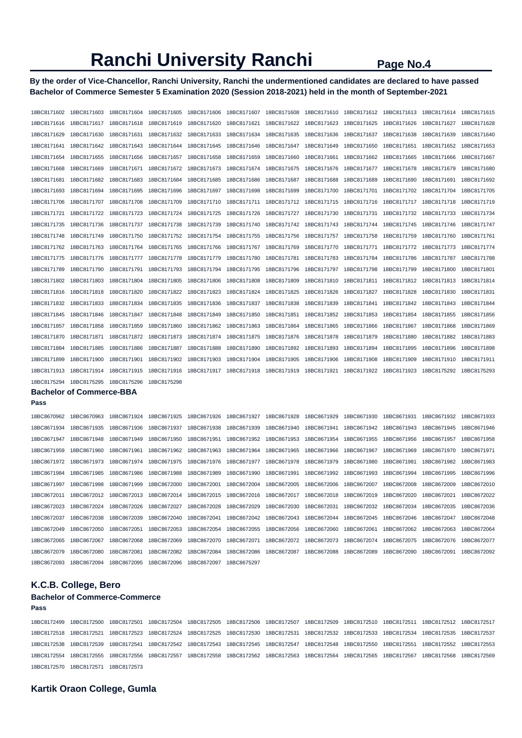# Ranchi University Ranchi

**By the order of Vice-Chancellor, Ranchi University, Ranchi the undermentioned candidates are declared to have passed Bachelor of Commerce Semester 5 Examination 2020 (Session 2018-2021) held in the month of September-2021**

18BC8171602 18BC8171603 18BC8171604 18BC8171605 18BC8171606 18BC8171607 18BC8171608 18BC8171610 18BC8171612 18BC8171613 18BC8171614 18BC8171615
18BC8171616 18BC8171617 18BC8171618 18BC8171619 18BC8171620 18BC8171621 18BC8171622 18BC8171623 18BC8171625 18BC8171626 18BC8171627 18BC8171628
18BC8171629 18BC8171630 18BC8171631 18BC8171632 18BC8171633 18BC8171634 18BC8171635 18BC8171636 18BC8171637 18BC8171638 18BC8171639 18BC8171640
18BC8171641 18BC8171642 18BC8171643 18BC8171644 18BC8171645 18BC8171646 18BC8171647 18BC8171649 18BC8171650 18BC8171651 18BC8171652 18BC8171653
18BC8171654 18BC8171655 18BC8171656 18BC8171657 18BC8171658 18BC8171659 18BC8171660 18BC8171661 18BC8171662 18BC8171665 18BC8171666 18BC8171667
18BC8171668 18BC8171669 18BC8171671 18BC8171672 18BC8171673 18BC8171674 18BC8171675 18BC8171676 18BC8171677 18BC8171678 18BC8171679 18BC8171680
18BC8171681 18BC8171682 18BC8171683 18BC8171684 18BC8171685 18BC8171686 18BC8171687 18BC8171688 18BC8171689 18BC8171690 18BC8171691 18BC8171692
18BC8171693 18BC8171694 18BC8171695 18BC8171696 18BC8171697 18BC8171698 18BC8171699 18BC8171700 18BC8171701 18BC8171702 18BC8171704 18BC8171705
18BC8171706 18BC8171707 18BC8171708 18BC8171709 18BC8171710 18BC8171711 18BC8171712 18BC8171715 18BC8171716 18BC8171717 18BC8171718 18BC8171719
18BC8171721 18BC8171722 18BC8171723 18BC8171724 18BC8171725 18BC8171726 18BC8171727 18BC8171730 18BC8171731 18BC8171732 18BC8171733 18BC8171734
18BC8171735 18BC8171736 18BC8171737 18BC8171738 18BC8171739 18BC8171740 18BC8171742 18BC8171743 18BC8171744 18BC8171745 18BC8171746 18BC8171747
18BC8171748 18BC8171749 18BC8171750 18BC8171752 18BC8171754 18BC8171755 18BC8171756 18BC8171757 18BC8171758 18BC8171759 18BC8171760 18BC8171761
18BC8171762 18BC8171763 18BC8171764 18BC8171765 18BC8171766 18BC8171767 18BC8171769 18BC8171770 18BC8171771 18BC8171772 18BC8171773 18BC8171774
18BC8171775 18BC8171776 18BC8171777 18BC8171778 18BC8171779 18BC8171780 18BC8171781 18BC8171783 18BC8171784 18BC8171786 18BC8171787 18BC8171788
18BC8171789 18BC8171790 18BC8171791 18BC8171793 18BC8171794 18BC8171795 18BC8171796 18BC8171797 18BC8171798 18BC8171799 18BC8171800 18BC8171801
18BC8171802 18BC8171803 18BC8171804 18BC8171805 18BC8171806 18BC8171808 18BC8171809 18BC8171810 18BC8171811 18BC8171812 18BC8171813 18BC8171814
18BC8171816 18BC8171818 18BC8171820 18BC8171822 18BC8171823 18BC8171824 18BC8171825 18BC8171826 18BC8171827 18BC8171828 18BC8171830 18BC8171831
18BC8171832 18BC8171833 18BC8171834 18BC8171835 18BC8171836 18BC8171837 18BC8171838 18BC8171839 18BC8171841 18BC8171842 18BC8171843 18BC8171844
18BC8171845 18BC8171846 18BC8171847 18BC8171848 18BC8171849 18BC8171850 18BC8171851 18BC8171852 18BC8171853 18BC8171854 18BC8171855 18BC8171856
18BC8171857 18BC8171858 18BC8171859 18BC8171860 18BC8171862 18BC8171863 18BC8171864 18BC8171865 18BC8171866 18BC8171867 18BC8171868 18BC8171869
18BC8171870 18BC8171871 18BC8171872 18BC8171873 18BC8171874 18BC8171875 18BC8171876 18BC8171878 18BC8171879 18BC8171880 18BC8171882 18BC8171883
18BC8171884 18BC8171885 18BC8171886 18BC8171887 18BC8171888 18BC8171890 18BC8171892 18BC8171893 18BC8171894 18BC8171895 18BC8171896 18BC8171898
18BC8171899 18BC8171900 18BC8171901 18BC8171902 18BC8171903 18BC8171904 18BC8171905 18BC8171906 18BC8171908 18BC8171909 18BC8171910 18BC8171911
18BC8171913 18BC8171914 18BC8171915 18BC8171916 18BC8171917 18BC8171918 18BC8171919 18BC8171921 18BC8171922 18BC8171923 18BC8175292 18BC8175293
18BC8175294 18BC8175295 18BC8175296 18BC8175298

### Bachelor of Commerce-BBA

**Pass**

18BC8670962 18BC8670963 18BC8671924 18BC8671925 18BC8671926 18BC8671927 18BC8671928 18BC8671929 18BC8671930 18BC8671931 18BC8671932 18BC8671933
18BC8671934 18BC8671935 18BC8671936 18BC8671937 18BC8671938 18BC8671939 18BC8671940 18BC8671941 18BC8671942 18BC8671943 18BC8671945 18BC8671946
18BC8671947 18BC8671948 18BC8671949 18BC8671950 18BC8671951 18BC8671952 18BC8671953 18BC8671954 18BC8671955 18BC8671956 18BC8671957 18BC8671958
18BC8671959 18BC8671960 18BC8671961 18BC8671962 18BC8671963 18BC8671964 18BC8671965 18BC8671966 18BC8671967 18BC8671969 18BC8671970 18BC8671971
18BC8671972 18BC8671973 18BC8671974 18BC8671975 18BC8671976 18BC8671977 18BC8671978 18BC8671979 18BC8671980 18BC8671981 18BC8671982 18BC8671983
18BC8671984 18BC8671985 18BC8671986 18BC8671988 18BC8671989 18BC8671990 18BC8671991 18BC8671992 18BC8671993 18BC8671994 18BC8671995 18BC8671996
18BC8671997 18BC8671998 18BC8671999 18BC8672000 18BC8672001 18BC8672004 18BC8672005 18BC8672006 18BC8672007 18BC8672008 18BC8672009 18BC8672010
18BC8672011 18BC8672012 18BC8672013 18BC8672014 18BC8672015 18BC8672016 18BC8672017 18BC8672018 18BC8672019 18BC8672020 18BC8672021 18BC8672022
18BC8672023 18BC8672024 18BC8672026 18BC8672027 18BC8672028 18BC8672029 18BC8672030 18BC8672031 18BC8672032 18BC8672034 18BC8672035 18BC8672036
18BC8672037 18BC8672038 18BC8672039 18BC8672040 18BC8672041 18BC8672042 18BC8672043 18BC8672044 18BC8672045 18BC8672046 18BC8672047 18BC8672048
18BC8672049 18BC8672050 18BC8672051 18BC8672053 18BC8672054 18BC8672055 18BC8672056 18BC8672060 18BC8672061 18BC8672062 18BC8672063 18BC8672064
18BC8672065 18BC8672067 18BC8672068 18BC8672069 18BC8672070 18BC8672071 18BC8672072 18BC8672073 18BC8672074 18BC8672075 18BC8672076 18BC8672077
18BC8672079 18BC8672080 18BC8672081 18BC8672082 18BC8672084 18BC8672086 18BC8672087 18BC8672088 18BC8672089 18BC8672090 18BC8672091 18BC8672092
18BC8672093 18BC8672094 18BC8672095 18BC8672096 18BC8672097 18BC8675297

## K.C.B. College, Bero

### Bachelor of Commerce-Commerce

**Pass**

18BC8172499 18BC8172500 18BC8172501 18BC8172504 18BC8172505 18BC8172506 18BC8172507 18BC8172509 18BC8172510 18BC8172511 18BC8172512 18BC8172517
18BC8172518 18BC8172521 18BC8172523 18BC8172524 18BC8172525 18BC8172530 18BC8172531 18BC8172532 18BC8172533 18BC8172534 18BC8172535 18BC8172537
18BC8172538 18BC8172539 18BC8172541 18BC8172542 18BC8172543 18BC8172545 18BC8172547 18BC8172548 18BC8172550 18BC8172551 18BC8172552 18BC8172553
18BC8172554 18BC8172555 18BC8172556 18BC8172557 18BC8172558 18BC8172562 18BC8172563 18BC8172564 18BC8172565 18BC8172567 18BC8172568 18BC8172569
18BC8172570 18BC8172571 18BC8172573

## Kartik Oraon College, Gumla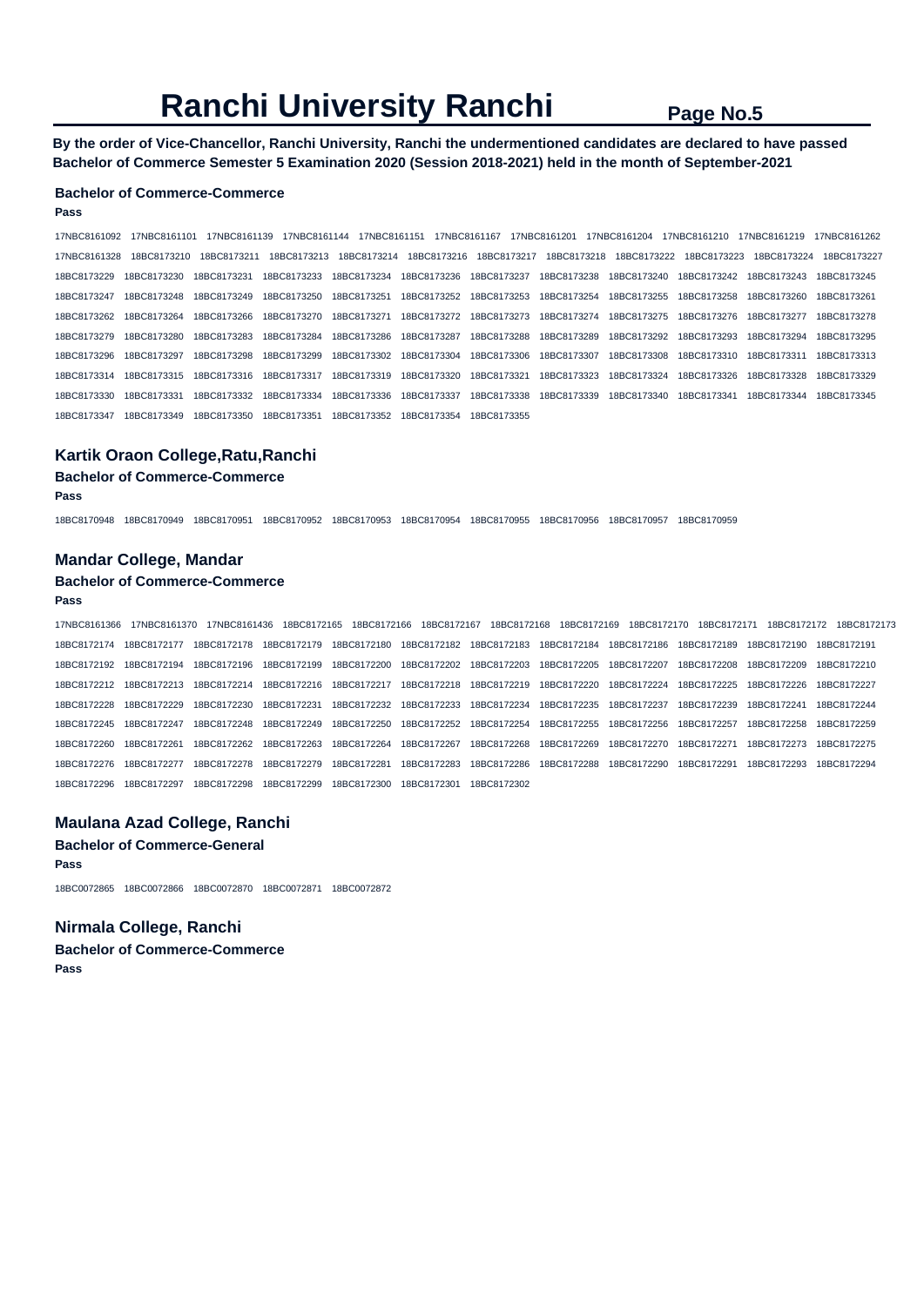# Ranchi University Ranchi

**By the order of Vice-Chancellor, Ranchi University, Ranchi the undermentioned candidates are declared to have passed Bachelor of Commerce Semester 5 Examination 2020 (Session 2018-2021) held in the month of September-2021**

### Bachelor of Commerce-Commerce

**Pass**

17NBC8161092 17NBC8161101 17NBC8161139 17NBC8161144 17NBC8161151 17NBC8161167 17NBC8161201 17NBC8161204 17NBC8161210 17NBC8161219 17NBC8161262 17NBC8161328 18BC8173210 18BC8173211 18BC8173213 18BC8173214 18BC8173216 18BC8173217 18BC8173218 18BC8173222 18BC8173223 18BC8173224 18BC8173227 18BC8173229 18BC8173230 18BC8173231 18BC8173233 18BC8173234 18BC8173236 18BC8173237 18BC8173238 18BC8173240 18BC8173242 18BC8173243 18BC8173245 18BC8173247 18BC8173248 18BC8173249 18BC8173250 18BC8173251 18BC8173252 18BC8173253 18BC8173254 18BC8173255 18BC8173258 18BC8173260 18BC8173261 18BC8173262 18BC8173264 18BC8173266 18BC8173270 18BC8173271 18BC8173272 18BC8173273 18BC8173274 18BC8173275 18BC8173276 18BC8173277 18BC8173278 18BC8173279 18BC8173280 18BC8173283 18BC8173284 18BC8173286 18BC8173287 18BC8173288 18BC8173289 18BC8173292 18BC8173293 18BC8173294 18BC8173295 18BC8173296 18BC8173297 18BC8173298 18BC8173299 18BC8173302 18BC8173304 18BC8173306 18BC8173307 18BC8173308 18BC8173310 18BC8173311 18BC8173313 18BC8173314 18BC8173315 18BC8173316 18BC8173317 18BC8173319 18BC8173320 18BC8173321 18BC8173323 18BC8173324 18BC8173326 18BC8173328 18BC8173329 18BC8173330 18BC8173331 18BC8173332 18BC8173334 18BC8173336 18BC8173337 18BC8173338 18BC8173339 18BC8173340 18BC8173341 18BC8173344 18BC8173345 18BC8173347 18BC8173349 18BC8173350 18BC8173351 18BC8173352 18BC8173354 18BC8173355

## Kartik Oraon College,Ratu,Ranchi

### Bachelor of Commerce-Commerce

**Pass**

18BC8170948 18BC8170949 18BC8170951 18BC8170952 18BC8170953 18BC8170954 18BC8170955 18BC8170956 18BC8170957 18BC8170959

## Mandar College, Mandar

### Bachelor of Commerce-Commerce

**Pass**

17NBC8161366 17NBC8161370 17NBC8161436 18BC8172165 18BC8172166 18BC8172167 18BC8172168 18BC8172169 18BC8172170 18BC8172171 18BC8172172 18BC8172173 18BC8172174 18BC8172177 18BC8172178 18BC8172179 18BC8172180 18BC8172182 18BC8172183 18BC8172184 18BC8172186 18BC8172189 18BC8172190 18BC8172191 18BC8172192 18BC8172194 18BC8172196 18BC8172199 18BC8172200 18BC8172202 18BC8172203 18BC8172205 18BC8172207 18BC8172208 18BC8172209 18BC8172210 18BC8172212 18BC8172213 18BC8172214 18BC8172216 18BC8172217 18BC8172218 18BC8172219 18BC8172220 18BC8172224 18BC8172225 18BC8172226 18BC8172227 18BC8172228 18BC8172229 18BC8172230 18BC8172231 18BC8172232 18BC8172233 18BC8172234 18BC8172235 18BC8172237 18BC8172239 18BC8172241 18BC8172244 18BC8172245 18BC8172247 18BC8172248 18BC8172249 18BC8172250 18BC8172252 18BC8172254 18BC8172255 18BC8172256 18BC8172257 18BC8172258 18BC8172259 18BC8172260 18BC8172261 18BC8172262 18BC8172263 18BC8172264 18BC8172267 18BC8172268 18BC8172269 18BC8172270 18BC8172271 18BC8172273 18BC8172275 18BC8172276 18BC8172277 18BC8172278 18BC8172279 18BC8172281 18BC8172283 18BC8172286 18BC8172288 18BC8172290 18BC8172291 18BC8172293 18BC8172294 18BC8172296 18BC8172297 18BC8172298 18BC8172299 18BC8172300 18BC8172301 18BC8172302

## Maulana Azad College, Ranchi

### Bachelor of Commerce-General

**Pass**

18BC0072865 18BC0072866 18BC0072870 18BC0072871 18BC0072872

## Nirmala College, Ranchi

### Bachelor of Commerce-Commerce

**Pass**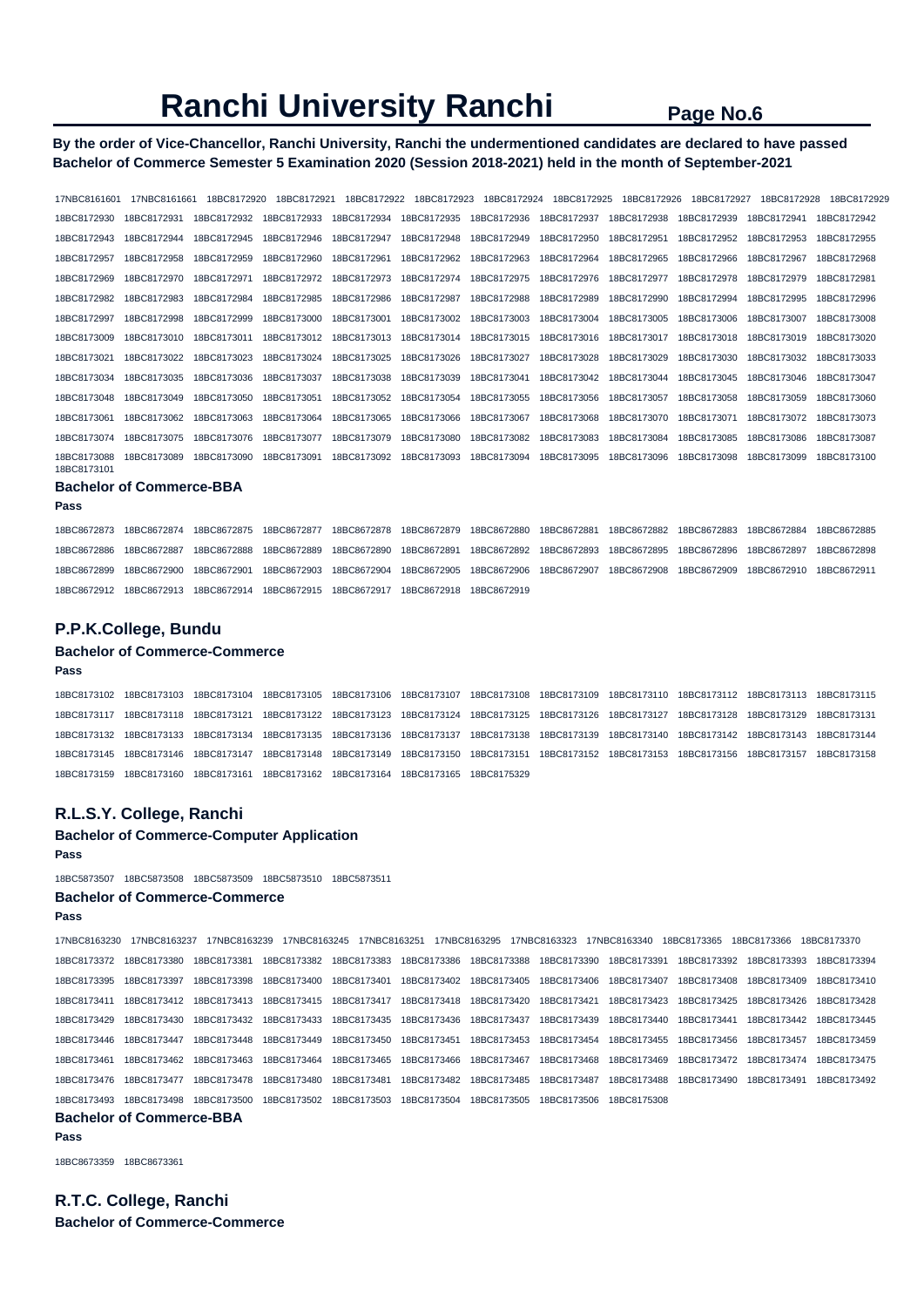# Ranchi University Ranchi

**By the order of Vice-Chancellor, Ranchi University, Ranchi the undermentioned candidates are declared to have passed Bachelor of Commerce Semester 5 Examination 2020 (Session 2018-2021) held in the month of September-2021**

17NBC8161601 17NBC8161661 18BC8172920 18BC8172921 18BC8172922 18BC8172923 18BC8172924 18BC8172925 18BC8172926 18BC8172927 18BC8172928 18BC8172929 18BC8172930 18BC8172931 18BC8172932 18BC8172933 18BC8172934 18BC8172935 18BC8172936 18BC8172937 18BC8172938 18BC8172939 18BC8172941 18BC8172942 18BC8172943 18BC8172944 18BC8172945 18BC8172946 18BC8172947 18BC8172948 18BC8172949 18BC8172950 18BC8172951 18BC8172952 18BC8172953 18BC8172955 18BC8172957 18BC8172958 18BC8172959 18BC8172960 18BC8172961 18BC8172962 18BC8172963 18BC8172964 18BC8172965 18BC8172966 18BC8172967 18BC8172968 18BC8172969 18BC8172970 18BC8172971 18BC8172972 18BC8172973 18BC8172974 18BC8172975 18BC8172976 18BC8172977 18BC8172978 18BC8172979 18BC8172981 18BC8172982 18BC8172983 18BC8172984 18BC8172985 18BC8172986 18BC8172987 18BC8172988 18BC8172989 18BC8172990 18BC8172994 18BC8172995 18BC8172996 18BC8172997 18BC8172998 18BC8172999 18BC8173000 18BC8173001 18BC8173002 18BC8173003 18BC8173004 18BC8173005 18BC8173006 18BC8173007 18BC8173008 18BC8173009 18BC8173010 18BC8173011 18BC8173012 18BC8173013 18BC8173014 18BC8173015 18BC8173016 18BC8173017 18BC8173018 18BC8173019 18BC8173020 18BC8173021 18BC8173022 18BC8173023 18BC8173024 18BC8173025 18BC8173026 18BC8173027 18BC8173028 18BC8173029 18BC8173030 18BC8173032 18BC8173033 18BC8173034 18BC8173035 18BC8173036 18BC8173037 18BC8173038 18BC8173039 18BC8173041 18BC8173042 18BC8173044 18BC8173045 18BC8173046 18BC8173047 18BC8173048 18BC8173049 18BC8173050 18BC8173051 18BC8173052 18BC8173054 18BC8173055 18BC8173056 18BC8173057 18BC8173058 18BC8173059 18BC8173060 18BC8173061 18BC8173062 18BC8173063 18BC8173064 18BC8173065 18BC8173066 18BC8173067 18BC8173068 18BC8173070 18BC8173071 18BC8173072 18BC8173073 18BC8173074 18BC8173075 18BC8173076 18BC8173077 18BC8173079 18BC8173080 18BC8173082 18BC8173083 18BC8173084 18BC8173085 18BC8173086 18BC8173087 18BC8173088 18BC8173089 18BC8173090 18BC8173091 18BC8173092 18BC8173093 18BC8173094 18BC8173095 18BC8173096 18BC8173098 18BC8173099 18BC8173100 18BC8173101

### Bachelor of Commerce-BBA

**Pass**

18BC8672873 18BC8672874 18BC8672875 18BC8672877 18BC8672878 18BC8672879 18BC8672880 18BC8672881 18BC8672882 18BC8672883 18BC8672884 18BC8672885 18BC8672886 18BC8672887 18BC8672888 18BC8672889 18BC8672890 18BC8672891 18BC8672892 18BC8672893 18BC8672895 18BC8672896 18BC8672897 18BC8672898 18BC8672899 18BC8672900 18BC8672901 18BC8672903 18BC8672904 18BC8672905 18BC8672906 18BC8672907 18BC8672908 18BC8672909 18BC8672910 18BC8672911 18BC8672912 18BC8672913 18BC8672914 18BC8672915 18BC8672917 18BC8672918 18BC8672919

## P.P.K.College, Bundu

### Bachelor of Commerce-Commerce

**Pass**

18BC8173102 18BC8173103 18BC8173104 18BC8173105 18BC8173106 18BC8173107 18BC8173108 18BC8173109 18BC8173110 18BC8173112 18BC8173113 18BC8173115 18BC8173117 18BC8173118 18BC8173121 18BC8173122 18BC8173123 18BC8173124 18BC8173125 18BC8173126 18BC8173127 18BC8173128 18BC8173129 18BC8173131 18BC8173132 18BC8173133 18BC8173134 18BC8173135 18BC8173136 18BC8173137 18BC8173138 18BC8173139 18BC8173140 18BC8173142 18BC8173143 18BC8173144 18BC8173145 18BC8173146 18BC8173147 18BC8173148 18BC8173149 18BC8173150 18BC8173151 18BC8173152 18BC8173153 18BC8173156 18BC8173157 18BC8173158 18BC8173159 18BC8173160 18BC8173161 18BC8173162 18BC8173164 18BC8173165 18BC8175329

## R.L.S.Y. College, Ranchi

### Bachelor of Commerce-Computer Application

**Pass**

18BC5873507 18BC5873508 18BC5873509 18BC5873510 18BC5873511

### Bachelor of Commerce-Commerce

**Pass**

17NBC8163230 17NBC8163237 17NBC8163239 17NBC8163245 17NBC8163251 17NBC8163295 17NBC8163323 17NBC8163340 18BC8173365 18BC8173366 18BC8173370 18BC8173372 18BC8173380 18BC8173381 18BC8173382 18BC8173383 18BC8173386 18BC8173388 18BC8173390 18BC8173391 18BC8173392 18BC8173393 18BC8173394 18BC8173395 18BC8173397 18BC8173398 18BC8173400 18BC8173401 18BC8173402 18BC8173405 18BC8173406 18BC8173407 18BC8173408 18BC8173409 18BC8173410 18BC8173411 18BC8173412 18BC8173413 18BC8173415 18BC8173417 18BC8173418 18BC8173420 18BC8173421 18BC8173423 18BC8173425 18BC8173426 18BC8173428 18BC8173429 18BC8173430 18BC8173432 18BC8173433 18BC8173435 18BC8173436 18BC8173437 18BC8173439 18BC8173440 18BC8173441 18BC8173442 18BC8173445 18BC8173446 18BC8173447 18BC8173448 18BC8173449 18BC8173450 18BC8173451 18BC8173453 18BC8173454 18BC8173455 18BC8173456 18BC8173457 18BC8173459 18BC8173461 18BC8173462 18BC8173463 18BC8173464 18BC8173465 18BC8173466 18BC8173467 18BC8173468 18BC8173469 18BC8173472 18BC8173474 18BC8173475 18BC8173476 18BC8173477 18BC8173478 18BC8173480 18BC8173481 18BC8173482 18BC8173485 18BC8173487 18BC8173488 18BC8173490 18BC8173491 18BC8173492 18BC8173493 18BC8173498 18BC8173500 18BC8173502 18BC8173503 18BC8173504 18BC8173505 18BC8173506 18BC8175308

### Bachelor of Commerce-BBA

**Pass**

18BC8673359 18BC8673361

## R.T.C. College, Ranchi

### Bachelor of Commerce-Commerce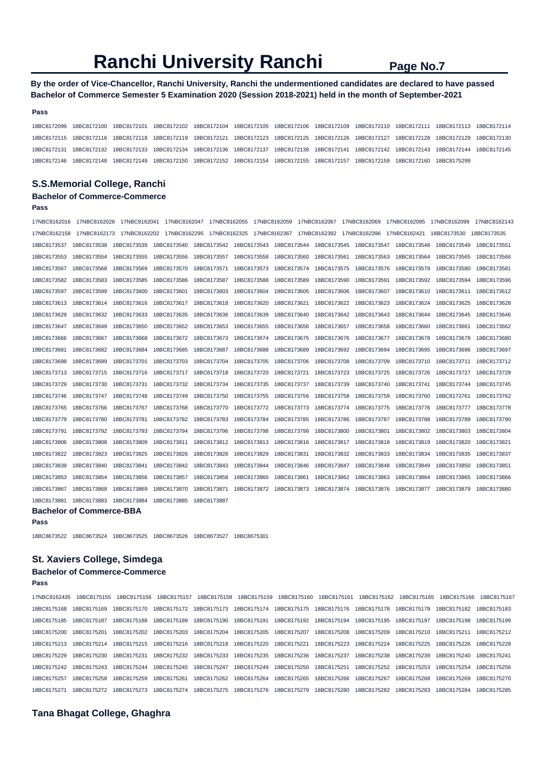# Ranchi University Ranchi

**By the order of Vice-Chancellor, Ranchi University, Ranchi the undermentioned candidates are declared to have passed Bachelor of Commerce Semester 5 Examination 2020 (Session 2018-2021) held in the month of September-2021**

**Pass**

18BC8172099 18BC8172100 18BC8172101 18BC8172102 18BC8172104 18BC8172105 18BC8172106 18BC8172109 18BC8172110 18BC8172111 18BC8172113 18BC8172114
18BC8172115 18BC8172116 18BC8172118 18BC8172119 18BC8172121 18BC8172123 18BC8172125 18BC8172126 18BC8172127 18BC8172128 18BC8172129 18BC8172130
18BC8172131 18BC8172132 18BC8172133 18BC8172134 18BC8172136 18BC8172137 18BC8172138 18BC8172141 18BC8172142 18BC8172143 18BC8172144 18BC8172145
18BC8172146 18BC8172148 18BC8172149 18BC8172150 18BC8172152 18BC8172154 18BC8172155 18BC8172157 18BC8172159 18BC8172160 18BC8175299

## S.S.Memorial College, Ranchi

### Bachelor of Commerce-Commerce

**Pass**

17NBC8162016 17NBC8162026 17NBC8162041 17NBC8162047 17NBC8162055 17NBC8162059 17NBC8162067 17NBC8162069 17NBC8162095 17NBC8162099 17NBC8162143
17NBC8162158 17NBC8162173 17NBC8162202 17NBC8162295 17NBC8162325 17NBC8162367 17NBC8162392 17NBC8162396 17NBC8162421 18BC8173530 18BC8173535
18BC8173537 18BC8173538 18BC8173539 18BC8173540 18BC8173542 18BC8173543 18BC8173544 18BC8173545 18BC8173547 18BC8173548 18BC8173549 18BC8173551
18BC8173553 18BC8173554 18BC8173555 18BC8173556 18BC8173557 18BC8173558 18BC8173560 18BC8173561 18BC8173563 18BC8173564 18BC8173565 18BC8173566
18BC8173567 18BC8173568 18BC8173569 18BC8173570 18BC8173571 18BC8173573 18BC8173574 18BC8173575 18BC8173576 18BC8173579 18BC8173580 18BC8173581
18BC8173582 18BC8173583 18BC8173585 18BC8173586 18BC8173587 18BC8173588 18BC8173589 18BC8173590 18BC8173591 18BC8173592 18BC8173594 18BC8173596
18BC8173597 18BC8173599 18BC8173600 18BC8173601 18BC8173603 18BC8173604 18BC8173605 18BC8173606 18BC8173607 18BC8173610 18BC8173611 18BC8173612
18BC8173613 18BC8173614 18BC8173616 18BC8173617 18BC8173618 18BC8173620 18BC8173621 18BC8173622 18BC8173623 18BC8173624 18BC8173625 18BC8173628
18BC8173629 18BC8173632 18BC8173633 18BC8173635 18BC8173636 18BC8173639 18BC8173640 18BC8173642 18BC8173643 18BC8173644 18BC8173645 18BC8173646
18BC8173647 18BC8173649 18BC8173650 18BC8173652 18BC8173653 18BC8173655 18BC8173656 18BC8173657 18BC8173658 18BC8173660 18BC8173661 18BC8173662
18BC8173666 18BC8173667 18BC8173668 18BC8173672 18BC8173673 18BC8173674 18BC8173675 18BC8173676 18BC8173677 18BC8173678 18BC8173679 18BC8173680
18BC8173681 18BC8173682 18BC8173684 18BC8173685 18BC8173687 18BC8173688 18BC8173689 18BC8173692 18BC8173694 18BC8173695 18BC8173696 18BC8173697
18BC8173698 18BC8173699 18BC8173701 18BC8173703 18BC8173704 18BC8173705 18BC8173706 18BC8173708 18BC8173709 18BC8173710 18BC8173711 18BC8173712
18BC8173713 18BC8173715 18BC8173716 18BC8173717 18BC8173718 18BC8173720 18BC8173721 18BC8173723 18BC8173725 18BC8173726 18BC8173727 18BC8173728
18BC8173729 18BC8173730 18BC8173731 18BC8173732 18BC8173734 18BC8173735 18BC8173737 18BC8173739 18BC8173740 18BC8173741 18BC8173744 18BC8173745
18BC8173746 18BC8173747 18BC8173748 18BC8173749 18BC8173750 18BC8173755 18BC8173756 18BC8173758 18BC8173759 18BC8173760 18BC8173761 18BC8173762
18BC8173765 18BC8173766 18BC8173767 18BC8173768 18BC8173770 18BC8173772 18BC8173773 18BC8173774 18BC8173775 18BC8173776 18BC8173777 18BC8173778
18BC8173779 18BC8173780 18BC8173781 18BC8173782 18BC8173783 18BC8173784 18BC8173785 18BC8173786 18BC8173787 18BC8173788 18BC8173789 18BC8173790
18BC8173791 18BC8173792 18BC8173793 18BC8173794 18BC8173796 18BC8173798 18BC8173799 18BC8173800 18BC8173801 18BC8173802 18BC8173803 18BC8173804
18BC8173806 18BC8173808 18BC8173809 18BC8173811 18BC8173812 18BC8173813 18BC8173816 18BC8173817 18BC8173818 18BC8173819 18BC8173820 18BC8173821
18BC8173822 18BC8173823 18BC8173825 18BC8173826 18BC8173828 18BC8173829 18BC8173831 18BC8173832 18BC8173833 18BC8173834 18BC8173835 18BC8173837
18BC8173839 18BC8173840 18BC8173841 18BC8173842 18BC8173843 18BC8173844 18BC8173846 18BC8173847 18BC8173848 18BC8173849 18BC8173850 18BC8173851
18BC8173853 18BC8173854 18BC8173856 18BC8173857 18BC8173858 18BC8173860 18BC8173861 18BC8173862 18BC8173863 18BC8173864 18BC8173865 18BC8173866
18BC8173867 18BC8173868 18BC8173869 18BC8173870 18BC8173871 18BC8173872 18BC8173873 18BC8173874 18BC8173876 18BC8173877 18BC8173879 18BC8173880
18BC8173881 18BC8173883 18BC8173884 18BC8173885 18BC8173887

### Bachelor of Commerce-BBA

**Pass**

18BC8673522 18BC8673524 18BC8673525 18BC8673526 18BC8673527 18BC8675301

## St. Xaviers College, Simdega

### Bachelor of Commerce-Commerce

**Pass**

17NBC8162435 18BC8175155 18BC8175156 18BC8175157 18BC8175158 18BC8175159 18BC8175160 18BC8175161 18BC8175162 18BC8175165 18BC8175166 18BC8175167
18BC8175168 18BC8175169 18BC8175170 18BC8175172 18BC8175173 18BC8175174 18BC8175175 18BC8175176 18BC8175178 18BC8175179 18BC8175182 18BC8175183
18BC8175185 18BC8175187 18BC8175188 18BC8175189 18BC8175190 18BC8175191 18BC8175192 18BC8175194 18BC8175195 18BC8175197 18BC8175198 18BC8175199
18BC8175200 18BC8175201 18BC8175202 18BC8175203 18BC8175204 18BC8175205 18BC8175207 18BC8175208 18BC8175209 18BC8175210 18BC8175211 18BC8175212
18BC8175213 18BC8175214 18BC8175215 18BC8175216 18BC8175218 18BC8175220 18BC8175221 18BC8175223 18BC8175224 18BC8175225 18BC8175226 18BC8175228
18BC8175229 18BC8175230 18BC8175231 18BC8175232 18BC8175233 18BC8175235 18BC8175236 18BC8175237 18BC8175238 18BC8175239 18BC8175240 18BC8175241
18BC8175242 18BC8175243 18BC8175244 18BC8175245 18BC8175247 18BC8175249 18BC8175250 18BC8175251 18BC8175252 18BC8175253 18BC8175254 18BC8175256
18BC8175257 18BC8175258 18BC8175259 18BC8175261 18BC8175262 18BC8175264 18BC8175265 18BC8175266 18BC8175267 18BC8175268 18BC8175269 18BC8175270
18BC8175271 18BC8175272 18BC8175273 18BC8175274 18BC8175275 18BC8175276 18BC8175279 18BC8175280 18BC8175282 18BC8175283 18BC8175284 18BC8175285

## Tana Bhagat College, Ghaghra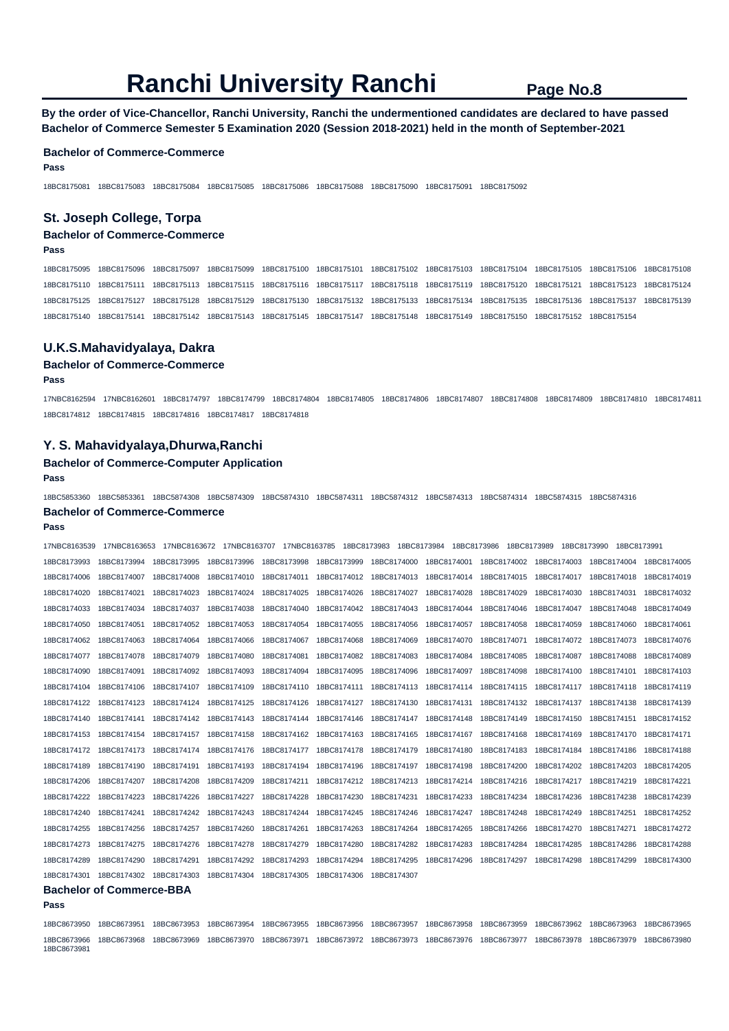# Ranchi University Ranchi

**By the order of Vice-Chancellor, Ranchi University, Ranchi the undermentioned candidates are declared to have passed Bachelor of Commerce Semester 5 Examination 2020 (Session 2018-2021) held in the month of September-2021**

### Bachelor of Commerce-Commerce

**Pass**

18BC8175081 18BC8175083 18BC8175084 18BC8175085 18BC8175086 18BC8175088 18BC8175090 18BC8175091 18BC8175092

## St. Joseph College, Torpa

### Bachelor of Commerce-Commerce

**Pass**

18BC8175095 18BC8175096 18BC8175097 18BC8175099 18BC8175100 18BC8175101 18BC8175102 18BC8175103 18BC8175104 18BC8175105 18BC8175106 18BC8175108
18BC8175110 18BC8175111 18BC8175113 18BC8175115 18BC8175116 18BC8175117 18BC8175118 18BC8175119 18BC8175120 18BC8175121 18BC8175123 18BC8175124
18BC8175125 18BC8175127 18BC8175128 18BC8175129 18BC8175130 18BC8175132 18BC8175133 18BC8175134 18BC8175135 18BC8175136 18BC8175137 18BC8175139
18BC8175140 18BC8175141 18BC8175142 18BC8175143 18BC8175145 18BC8175147 18BC8175148 18BC8175149 18BC8175150 18BC8175152 18BC8175154

## U.K.S.Mahavidyalaya, Dakra

### Bachelor of Commerce-Commerce

**Pass**

17NBC8162594 17NBC8162601 18BC8174797 18BC8174799 18BC8174804 18BC8174805 18BC8174806 18BC8174807 18BC8174808 18BC8174809 18BC8174810 18BC8174811
18BC8174812 18BC8174815 18BC8174816 18BC8174817 18BC8174818

## Y. S. Mahavidyalaya,Dhurwa,Ranchi

### Bachelor of Commerce-Computer Application

**Pass**

18BC5853360 18BC5853361 18BC5874308 18BC5874309 18BC5874310 18BC5874311 18BC5874312 18BC5874313 18BC5874314 18BC5874315 18BC5874316

### Bachelor of Commerce-Commerce

**Pass**

17NBC8163539 17NBC8163653 17NBC8163672 17NBC8163707 17NBC8163785 18BC8173983 18BC8173984 18BC8173986 18BC8173989 18BC8173990 18BC8173991
18BC8173993 18BC8173994 18BC8173995 18BC8173996 18BC8173998 18BC8173999 18BC8174000 18BC8174001 18BC8174002 18BC8174003 18BC8174004 18BC8174005
18BC8174006 18BC8174007 18BC8174008 18BC8174010 18BC8174011 18BC8174012 18BC8174013 18BC8174014 18BC8174015 18BC8174017 18BC8174018 18BC8174019
18BC8174020 18BC8174021 18BC8174023 18BC8174024 18BC8174025 18BC8174026 18BC8174027 18BC8174028 18BC8174029 18BC8174030 18BC8174031 18BC8174032
18BC8174033 18BC8174034 18BC8174037 18BC8174038 18BC8174040 18BC8174042 18BC8174043 18BC8174044 18BC8174046 18BC8174047 18BC8174048 18BC8174049
18BC8174050 18BC8174051 18BC8174052 18BC8174053 18BC8174054 18BC8174055 18BC8174056 18BC8174057 18BC8174058 18BC8174059 18BC8174060 18BC8174061
18BC8174062 18BC8174063 18BC8174064 18BC8174066 18BC8174067 18BC8174068 18BC8174069 18BC8174070 18BC8174071 18BC8174072 18BC8174073 18BC8174076
18BC8174077 18BC8174078 18BC8174079 18BC8174080 18BC8174081 18BC8174082 18BC8174083 18BC8174084 18BC8174085 18BC8174087 18BC8174088 18BC8174089
18BC8174090 18BC8174091 18BC8174092 18BC8174093 18BC8174094 18BC8174095 18BC8174096 18BC8174097 18BC8174098 18BC8174100 18BC8174101 18BC8174103
18BC8174104 18BC8174106 18BC8174107 18BC8174109 18BC8174110 18BC8174111 18BC8174113 18BC8174114 18BC8174115 18BC8174117 18BC8174118 18BC8174119
18BC8174122 18BC8174123 18BC8174124 18BC8174125 18BC8174126 18BC8174127 18BC8174130 18BC8174131 18BC8174132 18BC8174137 18BC8174138 18BC8174139
18BC8174140 18BC8174141 18BC8174142 18BC8174143 18BC8174144 18BC8174146 18BC8174147 18BC8174148 18BC8174149 18BC8174150 18BC8174151 18BC8174152
18BC8174153 18BC8174154 18BC8174157 18BC8174158 18BC8174162 18BC8174163 18BC8174165 18BC8174167 18BC8174168 18BC8174169 18BC8174170 18BC8174171
18BC8174172 18BC8174173 18BC8174174 18BC8174176 18BC8174177 18BC8174178 18BC8174179 18BC8174180 18BC8174183 18BC8174184 18BC8174186 18BC8174188
18BC8174189 18BC8174190 18BC8174191 18BC8174193 18BC8174194 18BC8174196 18BC8174197 18BC8174198 18BC8174200 18BC8174202 18BC8174203 18BC8174205
18BC8174206 18BC8174207 18BC8174208 18BC8174209 18BC8174211 18BC8174212 18BC8174213 18BC8174214 18BC8174216 18BC8174217 18BC8174219 18BC8174221
18BC8174222 18BC8174223 18BC8174226 18BC8174227 18BC8174228 18BC8174230 18BC8174231 18BC8174233 18BC8174234 18BC8174236 18BC8174238 18BC8174239
18BC8174240 18BC8174241 18BC8174242 18BC8174243 18BC8174244 18BC8174245 18BC8174246 18BC8174247 18BC8174248 18BC8174249 18BC8174251 18BC8174252
18BC8174255 18BC8174256 18BC8174257 18BC8174260 18BC8174261 18BC8174263 18BC8174264 18BC8174265 18BC8174266 18BC8174270 18BC8174271 18BC8174272
18BC8174273 18BC8174275 18BC8174276 18BC8174278 18BC8174279 18BC8174280 18BC8174282 18BC8174283 18BC8174284 18BC8174285 18BC8174286 18BC8174288
18BC8174289 18BC8174290 18BC8174291 18BC8174292 18BC8174293 18BC8174294 18BC8174295 18BC8174296 18BC8174297 18BC8174298 18BC8174299 18BC8174300
18BC8174301 18BC8174302 18BC8174303 18BC8174304 18BC8174305 18BC8174306 18BC8174307

### Bachelor of Commerce-BBA

**Pass**

18BC8673950 18BC8673951 18BC8673953 18BC8673954 18BC8673955 18BC8673956 18BC8673957 18BC8673958 18BC8673959 18BC8673962 18BC8673963 18BC8673965
18BC8673966 18BC8673968 18BC8673969 18BC8673970 18BC8673971 18BC8673972 18BC8673973 18BC8673976 18BC8673977 18BC8673978 18BC8673979 18BC8673980
18BC8673981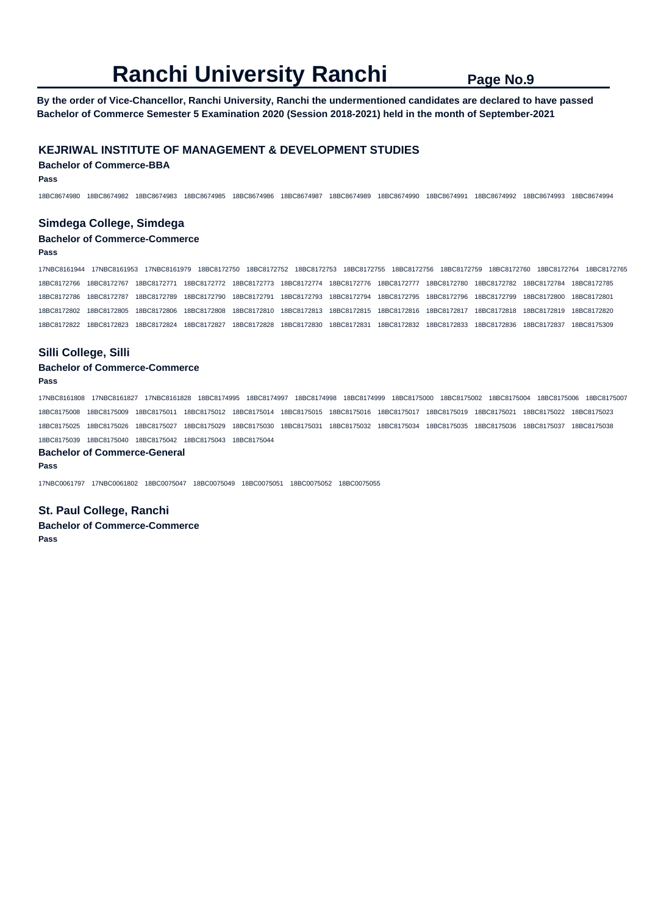# Ranchi University Ranchi

**By the order of Vice-Chancellor, Ranchi University, Ranchi the undermentioned candidates are declared to have passed Bachelor of Commerce Semester 5 Examination 2020 (Session 2018-2021) held in the month of September-2021**

## KEJRIWAL INSTITUTE OF MANAGEMENT & DEVELOPMENT STUDIES

### Bachelor of Commerce-BBA

**Pass**

18BC8674980 18BC8674982 18BC8674983 18BC8674985 18BC8674986 18BC8674987 18BC8674989 18BC8674990 18BC8674991 18BC8674992 18BC8674993 18BC8674994

## Simdega College, Simdega

### Bachelor of Commerce-Commerce

**Pass**

17NBC8161944 17NBC8161953 17NBC8161979 18BC8172750 18BC8172752 18BC8172753 18BC8172755 18BC8172756 18BC8172759 18BC8172760 18BC8172764 18BC8172765 18BC8172766 18BC8172767 18BC8172771 18BC8172772 18BC8172773 18BC8172774 18BC8172776 18BC8172777 18BC8172780 18BC8172782 18BC8172784 18BC8172785 18BC8172786 18BC8172787 18BC8172789 18BC8172790 18BC8172791 18BC8172793 18BC8172794 18BC8172795 18BC8172796 18BC8172799 18BC8172800 18BC8172801 18BC8172802 18BC8172805 18BC8172806 18BC8172808 18BC8172810 18BC8172813 18BC8172815 18BC8172816 18BC8172817 18BC8172818 18BC8172819 18BC8172820 18BC8172822 18BC8172823 18BC8172824 18BC8172827 18BC8172828 18BC8172830 18BC8172831 18BC8172832 18BC8172833 18BC8172836 18BC8172837 18BC8175309

## Silli College, Silli

### Bachelor of Commerce-Commerce

**Pass**

17NBC8161808 17NBC8161827 17NBC8161828 18BC8174995 18BC8174997 18BC8174998 18BC8174999 18BC8175000 18BC8175002 18BC8175004 18BC8175006 18BC8175007 18BC8175008 18BC8175009 18BC8175011 18BC8175012 18BC8175014 18BC8175015 18BC8175016 18BC8175017 18BC8175019 18BC8175021 18BC8175022 18BC8175023 18BC8175025 18BC8175026 18BC8175027 18BC8175029 18BC8175030 18BC8175031 18BC8175032 18BC8175034 18BC8175035 18BC8175036 18BC8175037 18BC8175038 18BC8175039 18BC8175040 18BC8175042 18BC8175043 18BC8175044

### Bachelor of Commerce-General

**Pass**

17NBC0061797 17NBC0061802 18BC0075047 18BC0075049 18BC0075051 18BC0075052 18BC0075055

## St. Paul College, Ranchi

### Bachelor of Commerce-Commerce

**Pass**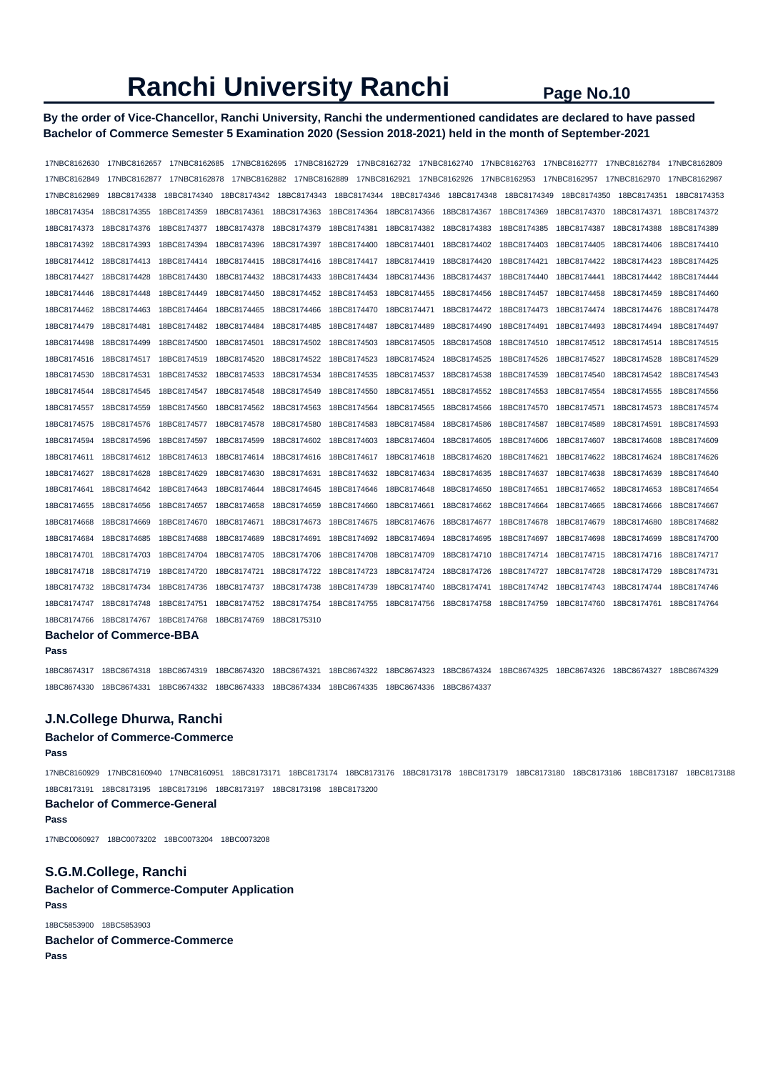# Ranchi University Ranchi

**By the order of Vice-Chancellor, Ranchi University, Ranchi the undermentioned candidates are declared to have passed Bachelor of Commerce Semester 5 Examination 2020 (Session 2018-2021) held in the month of September-2021**

17NBC8162630 17NBC8162657 17NBC8162685 17NBC8162695 17NBC8162729 17NBC8162732 17NBC8162740 17NBC8162763 17NBC8162777 17NBC8162784 17NBC8162809 17NBC8162849 17NBC8162877 17NBC8162878 17NBC8162882 17NBC8162889 17NBC8162921 17NBC8162926 17NBC8162953 17NBC8162957 17NBC8162970 17NBC8162987 17NBC8162989 18BC8174338 18BC8174340 18BC8174342 18BC8174343 18BC8174344 18BC8174346 18BC8174348 18BC8174349 18BC8174350 18BC8174351 18BC8174353 18BC8174354 18BC8174355 18BC8174359 18BC8174361 18BC8174363 18BC8174364 18BC8174366 18BC8174367 18BC8174369 18BC8174370 18BC8174371 18BC8174372 18BC8174373 18BC8174376 18BC8174377 18BC8174378 18BC8174379 18BC8174381 18BC8174382 18BC8174383 18BC8174385 18BC8174387 18BC8174388 18BC8174389 18BC8174392 18BC8174393 18BC8174394 18BC8174396 18BC8174397 18BC8174400 18BC8174401 18BC8174402 18BC8174403 18BC8174405 18BC8174406 18BC8174410 18BC8174412 18BC8174413 18BC8174414 18BC8174415 18BC8174416 18BC8174417 18BC8174419 18BC8174420 18BC8174421 18BC8174422 18BC8174423 18BC8174425 18BC8174427 18BC8174428 18BC8174430 18BC8174432 18BC8174433 18BC8174434 18BC8174436 18BC8174437 18BC8174440 18BC8174441 18BC8174442 18BC8174444 18BC8174446 18BC8174448 18BC8174449 18BC8174450 18BC8174452 18BC8174453 18BC8174455 18BC8174456 18BC8174457 18BC8174458 18BC8174459 18BC8174460 18BC8174462 18BC8174463 18BC8174464 18BC8174465 18BC8174466 18BC8174470 18BC8174471 18BC8174472 18BC8174473 18BC8174474 18BC8174476 18BC8174478 18BC8174479 18BC8174481 18BC8174482 18BC8174484 18BC8174485 18BC8174487 18BC8174489 18BC8174490 18BC8174491 18BC8174493 18BC8174494 18BC8174497 18BC8174498 18BC8174499 18BC8174500 18BC8174501 18BC8174502 18BC8174503 18BC8174505 18BC8174508 18BC8174510 18BC8174512 18BC8174514 18BC8174515 18BC8174516 18BC8174517 18BC8174519 18BC8174520 18BC8174522 18BC8174523 18BC8174524 18BC8174525 18BC8174526 18BC8174527 18BC8174528 18BC8174529 18BC8174530 18BC8174531 18BC8174532 18BC8174533 18BC8174534 18BC8174535 18BC8174537 18BC8174538 18BC8174539 18BC8174540 18BC8174542 18BC8174543 18BC8174544 18BC8174545 18BC8174547 18BC8174548 18BC8174549 18BC8174550 18BC8174551 18BC8174552 18BC8174553 18BC8174554 18BC8174555 18BC8174556 18BC8174557 18BC8174559 18BC8174560 18BC8174562 18BC8174563 18BC8174564 18BC8174565 18BC8174566 18BC8174570 18BC8174571 18BC8174573 18BC8174574 18BC8174575 18BC8174576 18BC8174577 18BC8174578 18BC8174580 18BC8174583 18BC8174584 18BC8174586 18BC8174587 18BC8174589 18BC8174591 18BC8174593 18BC8174594 18BC8174596 18BC8174597 18BC8174599 18BC8174602 18BC8174603 18BC8174604 18BC8174605 18BC8174606 18BC8174607 18BC8174608 18BC8174609 18BC8174611 18BC8174612 18BC8174613 18BC8174614 18BC8174616 18BC8174617 18BC8174618 18BC8174620 18BC8174621 18BC8174622 18BC8174624 18BC8174626 18BC8174627 18BC8174628 18BC8174629 18BC8174630 18BC8174631 18BC8174632 18BC8174634 18BC8174635 18BC8174637 18BC8174638 18BC8174639 18BC8174640 18BC8174641 18BC8174642 18BC8174643 18BC8174644 18BC8174645 18BC8174646 18BC8174648 18BC8174650 18BC8174651 18BC8174652 18BC8174653 18BC8174654 18BC8174655 18BC8174656 18BC8174657 18BC8174658 18BC8174659 18BC8174660 18BC8174661 18BC8174662 18BC8174664 18BC8174665 18BC8174666 18BC8174667 18BC8174668 18BC8174669 18BC8174670 18BC8174671 18BC8174673 18BC8174675 18BC8174676 18BC8174677 18BC8174678 18BC8174679 18BC8174680 18BC8174682 18BC8174684 18BC8174685 18BC8174688 18BC8174689 18BC8174691 18BC8174692 18BC8174694 18BC8174695 18BC8174697 18BC8174698 18BC8174699 18BC8174700 18BC8174701 18BC8174703 18BC8174704 18BC8174705 18BC8174706 18BC8174708 18BC8174709 18BC8174710 18BC8174714 18BC8174715 18BC8174716 18BC8174717 18BC8174718 18BC8174719 18BC8174720 18BC8174721 18BC8174722 18BC8174723 18BC8174724 18BC8174726 18BC8174727 18BC8174728 18BC8174729 18BC8174731 18BC8174732 18BC8174734 18BC8174736 18BC8174737 18BC8174738 18BC8174739 18BC8174740 18BC8174741 18BC8174742 18BC8174743 18BC8174744 18BC8174746 18BC8174747 18BC8174748 18BC8174751 18BC8174752 18BC8174754 18BC8174755 18BC8174756 18BC8174758 18BC8174759 18BC8174760 18BC8174761 18BC8174764 18BC8174766 18BC8174767 18BC8174768 18BC8174769 18BC8175310

### Bachelor of Commerce-BBA

**Pass**

18BC8674317 18BC8674318 18BC8674319 18BC8674320 18BC8674321 18BC8674322 18BC8674323 18BC8674324 18BC8674325 18BC8674326 18BC8674327 18BC8674329 18BC8674330 18BC8674331 18BC8674332 18BC8674333 18BC8674334 18BC8674335 18BC8674336 18BC8674337

## J.N.College Dhurwa, Ranchi

### Bachelor of Commerce-Commerce

**Pass**

17NBC8160929 17NBC8160940 17NBC8160951 18BC8173171 18BC8173174 18BC8173176 18BC8173178 18BC8173179 18BC8173180 18BC8173186 18BC8173187 18BC8173188 18BC8173191 18BC8173195 18BC8173196 18BC8173197 18BC8173198 18BC8173200

### Bachelor of Commerce-General

**Pass**

17NBC0060927 18BC0073202 18BC0073204 18BC0073208

## S.G.M.College, Ranchi

### Bachelor of Commerce-Computer Application

**Pass**

18BC5853900 18BC5853903

### Bachelor of Commerce-Commerce

**Pass**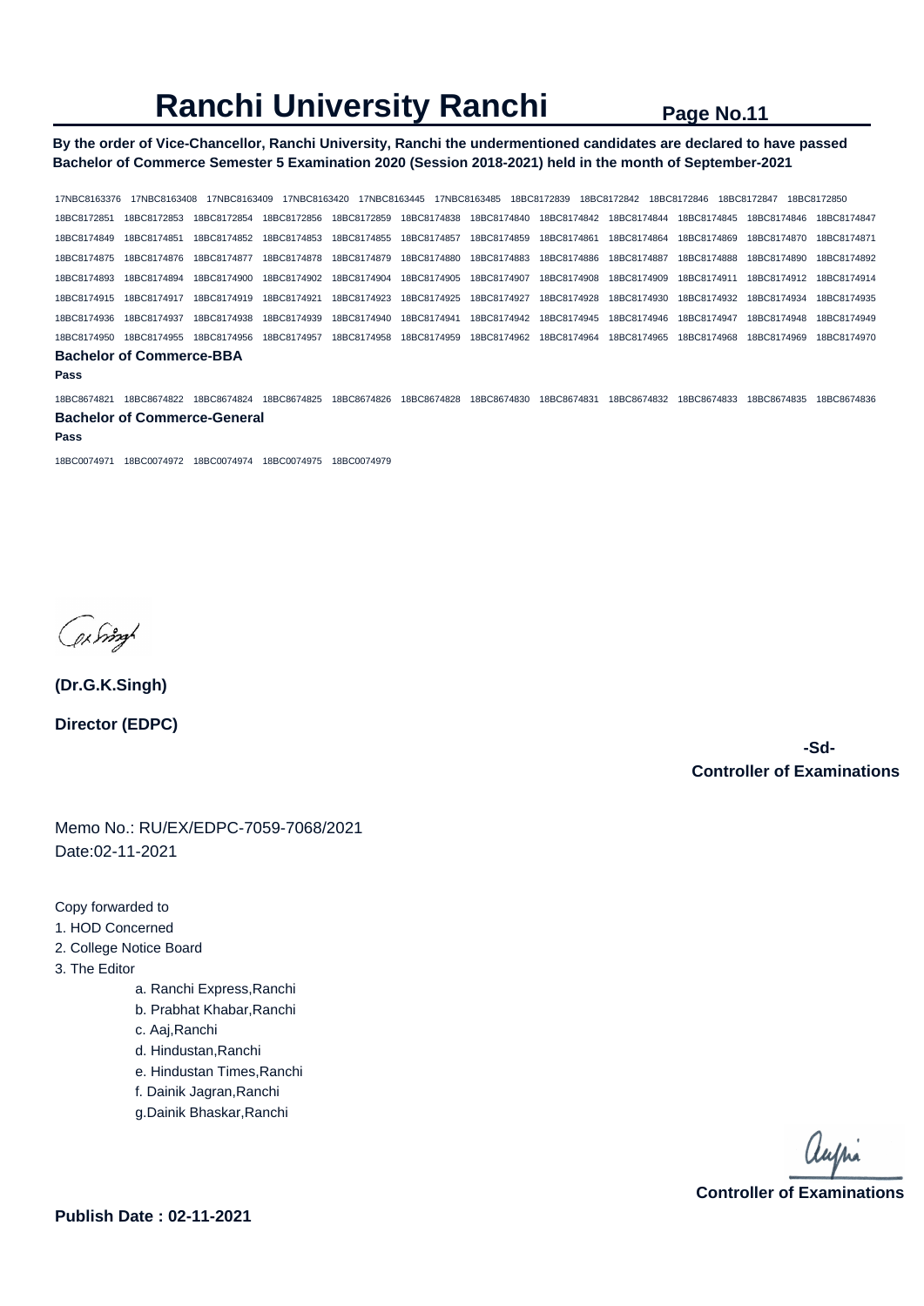# Ranchi University Ranchi

**By the order of Vice-Chancellor, Ranchi University, Ranchi the undermentioned candidates are declared to have passed Bachelor of Commerce Semester 5 Examination 2020 (Session 2018-2021) held in the month of September-2021**

17NBC8163376 17NBC8163408 17NBC8163409 17NBC8163420 17NBC8163445 17NBC8163485 18BC8172839 18BC8172842 18BC8172846 18BC8172847 18BC8172850
18BC8172851 18BC8172853 18BC8172854 18BC8172856 18BC8172859 18BC8174838 18BC8174840 18BC8174842 18BC8174844 18BC8174845 18BC8174846 18BC8174847
18BC8174849 18BC8174851 18BC8174852 18BC8174853 18BC8174855 18BC8174857 18BC8174859 18BC8174861 18BC8174864 18BC8174869 18BC8174870 18BC8174871
18BC8174875 18BC8174876 18BC8174877 18BC8174878 18BC8174879 18BC8174880 18BC8174883 18BC8174886 18BC8174887 18BC8174888 18BC8174890 18BC8174892
18BC8174893 18BC8174894 18BC8174900 18BC8174902 18BC8174904 18BC8174905 18BC8174907 18BC8174908 18BC8174909 18BC8174911 18BC8174912 18BC8174914
18BC8174915 18BC8174917 18BC8174919 18BC8174921 18BC8174923 18BC8174925 18BC8174927 18BC8174928 18BC8174930 18BC8174932 18BC8174934 18BC8174935
18BC8174936 18BC8174937 18BC8174938 18BC8174939 18BC8174940 18BC8174941 18BC8174942 18BC8174945 18BC8174946 18BC8174947 18BC8174948 18BC8174949
18BC8174950 18BC8174955 18BC8174956 18BC8174957 18BC8174958 18BC8174959 18BC8174962 18BC8174964 18BC8174965 18BC8174968 18BC8174969 18BC8174970

### Bachelor of Commerce-BBA

**Pass**

18BC8674821 18BC8674822 18BC8674824 18BC8674825 18BC8674826 18BC8674828 18BC8674830 18BC8674831 18BC8674832 18BC8674833 18BC8674835 18BC8674836

### Bachelor of Commerce-General

**Pass**

18BC0074971 18BC0074972 18BC0074974 18BC0074975 18BC0074979

**(Dr.G.K.Singh)**

**Director (EDPC)**

**-Sd-**
**Controller of Examinations**

Memo No.: RU/EX/EDPC-7059-7068/2021
Date:02-11-2021

Copy forwarded to
1. HOD Concerned
2. College Notice Board
3. The Editor
   a. Ranchi Express,Ranchi
   b. Prabhat Khabar,Ranchi
   c. Aaj,Ranchi
   d. Hindustan,Ranchi
   e. Hindustan Times,Ranchi
   f. Dainik Jagran,Ranchi
   g.Dainik Bhaskar,Ranchi

**Controller of Examinations**

**Publish Date : 02-11-2021**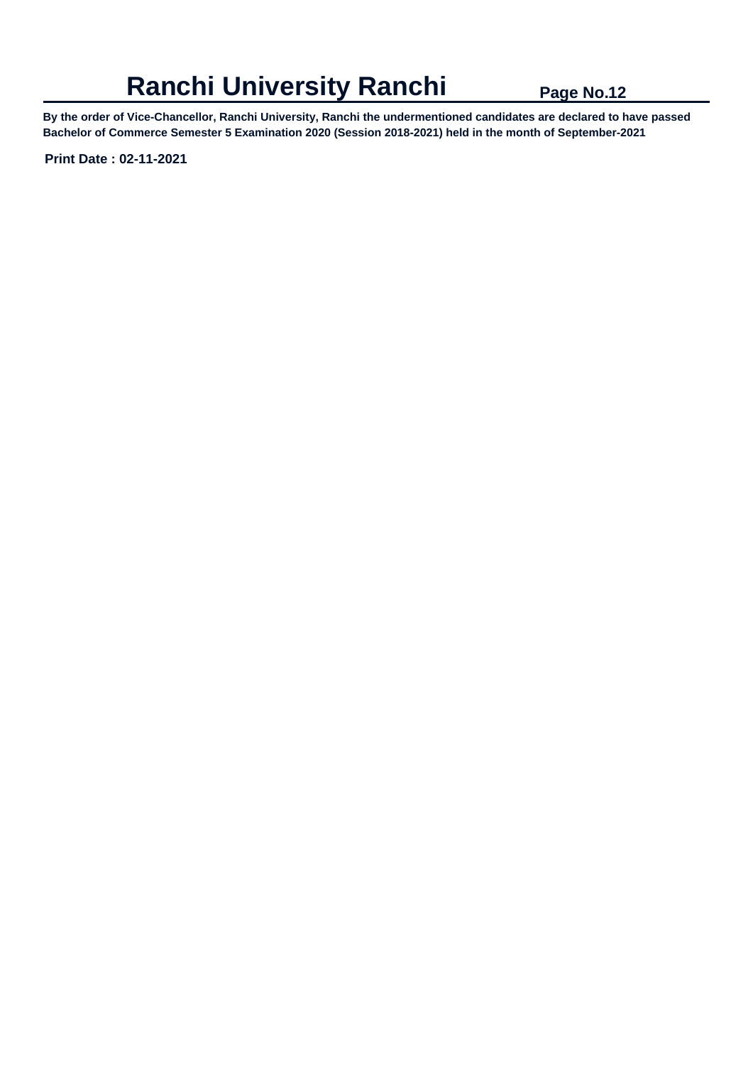# Ranchi University Ranchi

**By the order of Vice-Chancellor, Ranchi University, Ranchi the undermentioned candidates are declared to have passed Bachelor of Commerce Semester 5 Examination 2020 (Session 2018-2021) held in the month of September-2021**

**Print Date : 02-11-2021**